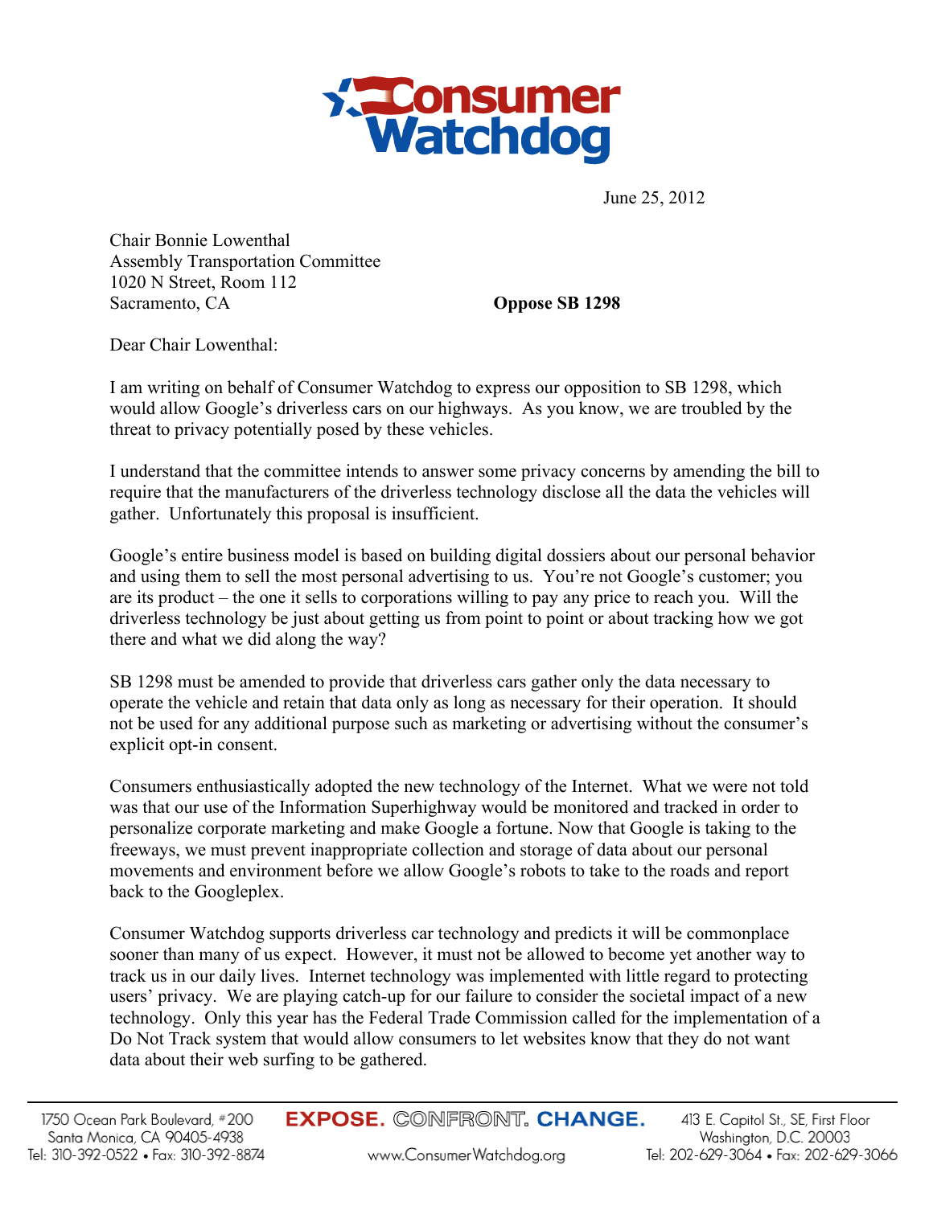# Consumer Watchdog

June 25, 2012

Chair Bonnie Lowenthal
Assembly Transportation Committee
1020 N Street, Room 112
Sacramento, CA

**Oppose SB 1298**

Dear Chair Lowenthal:

I am writing on behalf of Consumer Watchdog to express our opposition to SB 1298, which would allow Google's driverless cars on our highways. As you know, we are troubled by the threat to privacy potentially posed by these vehicles.

I understand that the committee intends to answer some privacy concerns by amending the bill to require that the manufacturers of the driverless technology disclose all the data the vehicles will gather. Unfortunately this proposal is insufficient.

Google's entire business model is based on building digital dossiers about our personal behavior and using them to sell the most personal advertising to us. You're not Google's customer; you are its product – the one it sells to corporations willing to pay any price to reach you. Will the driverless technology be just about getting us from point to point or about tracking how we got there and what we did along the way?

SB 1298 must be amended to provide that driverless cars gather only the data necessary to operate the vehicle and retain that data only as long as necessary for their operation. It should not be used for any additional purpose such as marketing or advertising without the consumer's explicit opt-in consent.

Consumers enthusiastically adopted the new technology of the Internet. What we were not told was that our use of the Information Superhighway would be monitored and tracked in order to personalize corporate marketing and make Google a fortune. Now that Google is taking to the freeways, we must prevent inappropriate collection and storage of data about our personal movements and environment before we allow Google's robots to take to the roads and report back to the Googleplex.

Consumer Watchdog supports driverless car technology and predicts it will be commonplace sooner than many of us expect. However, it must not be allowed to become yet another way to track us in our daily lives. Internet technology was implemented with little regard to protecting users' privacy. We are playing catch-up for our failure to consider the societal impact of a new technology. Only this year has the Federal Trade Commission called for the implementation of a Do Not Track system that would allow consumers to let websites know that they do not want data about their web surfing to be gathered.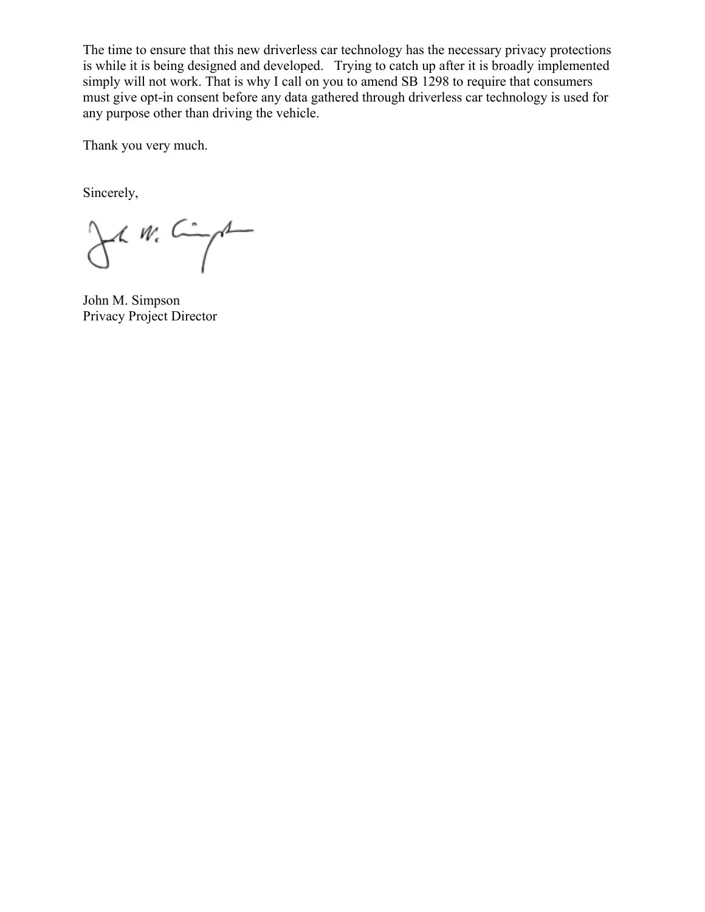The time to ensure that this new driverless car technology has the necessary privacy protections is while it is being designed and developed. Trying to catch up after it is broadly implemented simply will not work. That is why I call on you to amend SB 1298 to require that consumers must give opt-in consent before any data gathered through driverless car technology is used for any purpose other than driving the vehicle.

Thank you very much.

Sincerely,

John M. Simpson
Privacy Project Director